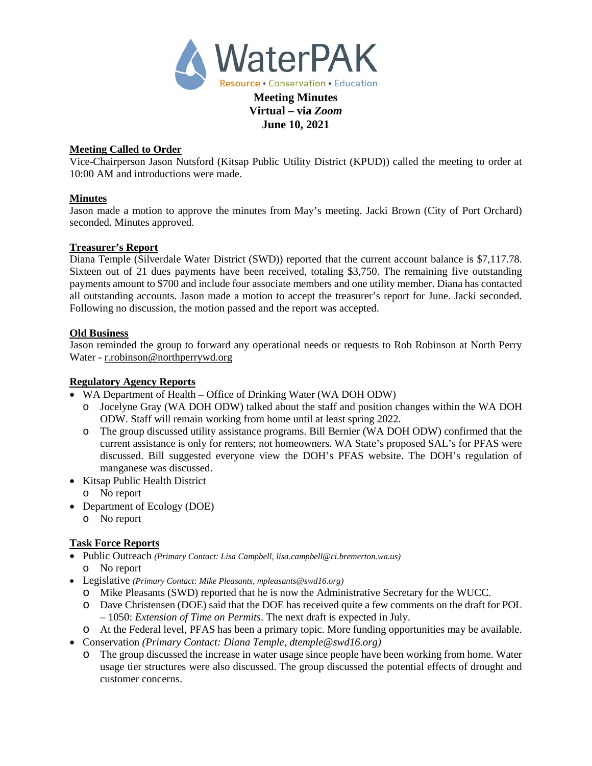# WaterPAK

Resource • Conservation • Education

**Meeting Minutes**
**Virtual – via *Zoom***
**June 10, 2021**

## Meeting Called to Order

Vice-Chairperson Jason Nutsford (Kitsap Public Utility District (KPUD)) called the meeting to order at 10:00 AM and introductions were made.

## Minutes

Jason made a motion to approve the minutes from May's meeting. Jacki Brown (City of Port Orchard) seconded. Minutes approved.

## Treasurer's Report

Diana Temple (Silverdale Water District (SWD)) reported that the current account balance is $7,117.78. Sixteen out of 21 dues payments have been received, totaling $3,750. The remaining five outstanding payments amount to $700 and include four associate members and one utility member. Diana has contacted all outstanding accounts. Jason made a motion to accept the treasurer's report for June. Jacki seconded. Following no discussion, the motion passed and the report was accepted.

## Old Business

Jason reminded the group to forward any operational needs or requests to Rob Robinson at North Perry Water - r.robinson@northperrywd.org

## Regulatory Agency Reports

- WA Department of Health – Office of Drinking Water (WA DOH ODW)
  - Jocelyne Gray (WA DOH ODW) talked about the staff and position changes within the WA DOH ODW. Staff will remain working from home until at least spring 2022.
  - The group discussed utility assistance programs. Bill Bernier (WA DOH ODW) confirmed that the current assistance is only for renters; not homeowners. WA State's proposed SAL's for PFAS were discussed. Bill suggested everyone view the DOH's PFAS website. The DOH's regulation of manganese was discussed.
- Kitsap Public Health District
  - No report
- Department of Ecology (DOE)
  - No report

## Task Force Reports

- Public Outreach *(Primary Contact: Lisa Campbell, lisa.campbell@ci.bremerton.wa.us)*
  - No report
- Legislative *(Primary Contact: Mike Pleasants, mpleasants@swd16.org)*
  - Mike Pleasants (SWD) reported that he is now the Administrative Secretary for the WUCC.
  - Dave Christensen (DOE) said that the DOE has received quite a few comments on the draft for POL – 1050: *Extension of Time on Permits*. The next draft is expected in July.
  - At the Federal level, PFAS has been a primary topic. More funding opportunities may be available.
- Conservation *(Primary Contact: Diana Temple, dtemple@swd16.org)*
  - The group discussed the increase in water usage since people have been working from home. Water usage tier structures were also discussed. The group discussed the potential effects of drought and customer concerns.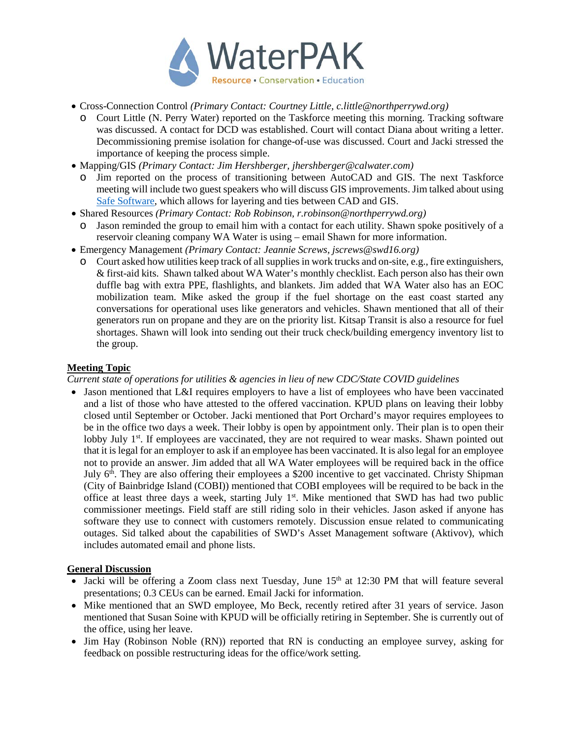- Cross-Connection Control *(Primary Contact: Courtney Little, c.little@northperrywd.org)*
  - Court Little (N. Perry Water) reported on the Taskforce meeting this morning. Tracking software was discussed. A contact for DCD was established. Court will contact Diana about writing a letter. Decommissioning premise isolation for change-of-use was discussed. Court and Jacki stressed the importance of keeping the process simple.
- Mapping/GIS *(Primary Contact: Jim Hershberger, jhershberger@calwater.com)*
  - Jim reported on the process of transitioning between AutoCAD and GIS. The next Taskforce meeting will include two guest speakers who will discuss GIS improvements. Jim talked about using Safe Software, which allows for layering and ties between CAD and GIS.
- Shared Resources *(Primary Contact: Rob Robinson, r.robinson@northperrywd.org)*
  - Jason reminded the group to email him with a contact for each utility. Shawn spoke positively of a reservoir cleaning company WA Water is using – email Shawn for more information.
- Emergency Management *(Primary Contact: Jeannie Screws, jscrews@swd16.org)*
  - Court asked how utilities keep track of all supplies in work trucks and on-site, e.g., fire extinguishers, & first-aid kits. Shawn talked about WA Water's monthly checklist. Each person also has their own duffle bag with extra PPE, flashlights, and blankets. Jim added that WA Water also has an EOC mobilization team. Mike asked the group if the fuel shortage on the east coast started any conversations for operational uses like generators and vehicles. Shawn mentioned that all of their generators run on propane and they are on the priority list. Kitsap Transit is also a resource for fuel shortages. Shawn will look into sending out their truck check/building emergency inventory list to the group.

## Meeting Topic

*Current state of operations for utilities & agencies in lieu of new CDC/State COVID guidelines*

- Jason mentioned that L&I requires employers to have a list of employees who have been vaccinated and a list of those who have attested to the offered vaccination. KPUD plans on leaving their lobby closed until September or October. Jacki mentioned that Port Orchard's mayor requires employees to be in the office two days a week. Their lobby is open by appointment only. Their plan is to open their lobby July 1st. If employees are vaccinated, they are not required to wear masks. Shawn pointed out that it is legal for an employer to ask if an employee has been vaccinated. It is also legal for an employee not to provide an answer. Jim added that all WA Water employees will be required back in the office July 6th. They are also offering their employees a $200 incentive to get vaccinated. Christy Shipman (City of Bainbridge Island (COBI)) mentioned that COBI employees will be required to be back in the office at least three days a week, starting July 1st. Mike mentioned that SWD has had two public commissioner meetings. Field staff are still riding solo in their vehicles. Jason asked if anyone has software they use to connect with customers remotely. Discussion ensue related to communicating outages. Sid talked about the capabilities of SWD's Asset Management software (Aktivov), which includes automated email and phone lists.

## General Discussion

- Jacki will be offering a Zoom class next Tuesday, June 15th at 12:30 PM that will feature several presentations; 0.3 CEUs can be earned. Email Jacki for information.
- Mike mentioned that an SWD employee, Mo Beck, recently retired after 31 years of service. Jason mentioned that Susan Soine with KPUD will be officially retiring in September. She is currently out of the office, using her leave.
- Jim Hay (Robinson Noble (RN)) reported that RN is conducting an employee survey, asking for feedback on possible restructuring ideas for the office/work setting.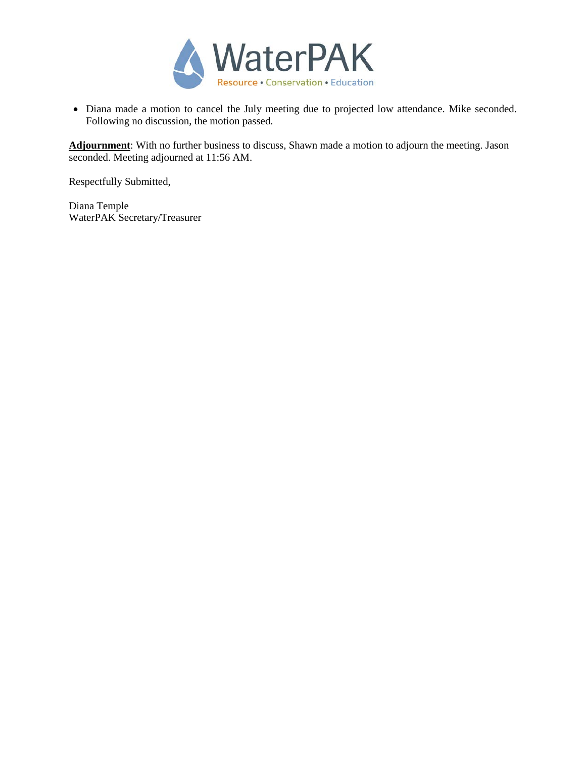- Diana made a motion to cancel the July meeting due to projected low attendance. Mike seconded. Following no discussion, the motion passed.

**Adjournment**: With no further business to discuss, Shawn made a motion to adjourn the meeting. Jason seconded. Meeting adjourned at 11:56 AM.

Respectfully Submitted,

Diana Temple
WaterPAK Secretary/Treasurer